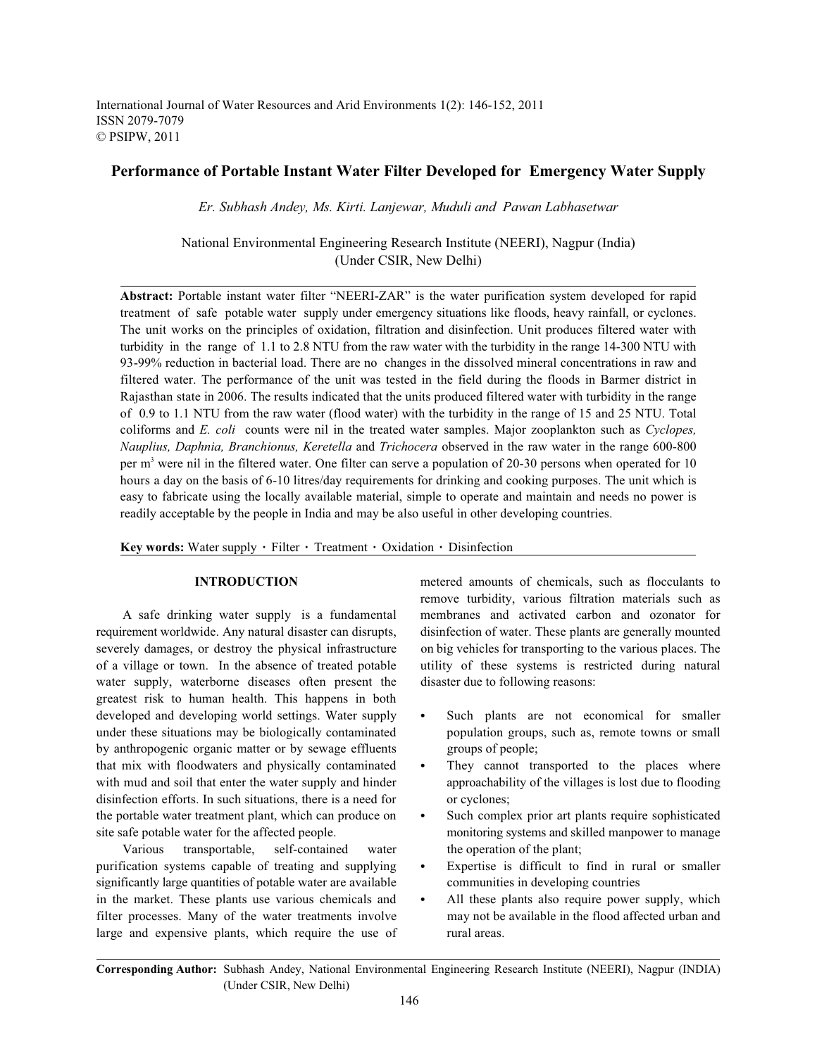# Performance of Portable Instant Water Filter Developed for Emergency Water Supply

*Er. Subhash Andey, Ms. Kirti. Lanjewar, Muduli and Pawan Labhasetwar*

National Environmental Engineering Research Institute (NEERI), Nagpur (India)
(Under CSIR, New Delhi)

**Abstract:** Portable instant water filter "NEERI-ZAR" is the water purification system developed for rapid treatment of safe potable water supply under emergency situations like floods, heavy rainfall, or cyclones. The unit works on the principles of oxidation, filtration and disinfection. Unit produces filtered water with turbidity in the range of 1.1 to 2.8 NTU from the raw water with the turbidity in the range 14-300 NTU with 93-99% reduction in bacterial load. There are no changes in the dissolved mineral concentrations in raw and filtered water. The performance of the unit was tested in the field during the floods in Barmer district in Rajasthan state in 2006. The results indicated that the units produced filtered water with turbidity in the range of 0.9 to 1.1 NTU from the raw water (flood water) with the turbidity in the range of 15 and 25 NTU. Total coliforms and *E. coli* counts were nil in the treated water samples. Major zooplankton such as *Cyclopes, Nauplius, Daphnia, Branchionus, Keretella* and *Trichocera* observed in the raw water in the range 600-800 per $m^3$ were nil in the filtered water. One filter can serve a population of 20-30 persons when operated for 10 hours a day on the basis of 6-10 litres/day requirements for drinking and cooking purposes. The unit which is easy to fabricate using the locally available material, simple to operate and maintain and needs no power is readily acceptable by the people in India and may be also useful in other developing countries.

**Key words:** Water supply · Filter · Treatment · Oxidation · Disinfection

## INTRODUCTION

A safe drinking water supply is a fundamental requirement worldwide. Any natural disaster can disrupts, severely damages, or destroy the physical infrastructure of a village or town. In the absence of treated potable water supply, waterborne diseases often present the greatest risk to human health. This happens in both developed and developing world settings. Water supply under these situations may be biologically contaminated by anthropogenic organic matter or by sewage effluents that mix with floodwaters and physically contaminated with mud and soil that enter the water supply and hinder disinfection efforts. In such situations, there is a need for the portable water treatment plant, which can produce on site safe potable water for the affected people.

Various transportable, self-contained water purification systems capable of treating and supplying significantly large quantities of potable water are available in the market. These plants use various chemicals and filter processes. Many of the water treatments involve large and expensive plants, which require the use of metered amounts of chemicals, such as flocculants to remove turbidity, various filtration materials such as membranes and activated carbon and ozonator for disinfection of water. These plants are generally mounted on big vehicles for transporting to the various places. The utility of these systems is restricted during natural disaster due to following reasons:

- Such plants are not economical for smaller population groups, such as, remote towns or small groups of people;
- They cannot transported to the places where approachability of the villages is lost due to flooding or cyclones;
- Such complex prior art plants require sophisticated monitoring systems and skilled manpower to manage the operation of the plant;
- Expertise is difficult to find in rural or smaller communities in developing countries
- All these plants also require power supply, which may not be available in the flood affected urban and rural areas.

**Corresponding Author:** Subhash Andey, National Environmental Engineering Research Institute (NEERI), Nagpur (INDIA) (Under CSIR, New Delhi)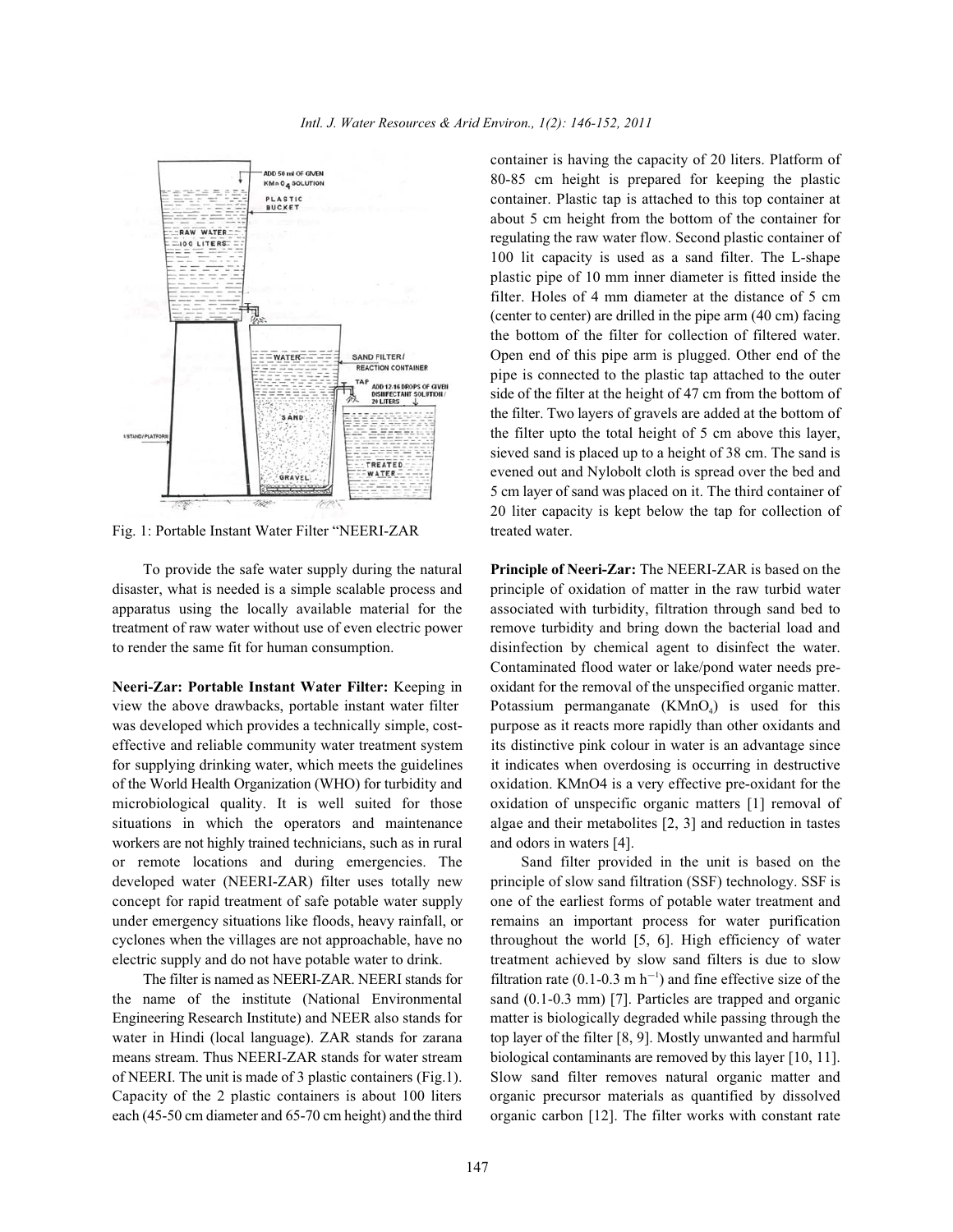Fig. 1: Portable Instant Water Filter “NEERI-ZAR

To provide the safe water supply during the natural disaster, what is needed is a simple scalable process and apparatus using the locally available material for the treatment of raw water without use of even electric power to render the same fit for human consumption.

**Neeri-Zar: Portable Instant Water Filter:** Keeping in view the above drawbacks, portable instant water filter was developed which provides a technically simple, cost-effective and reliable community water treatment system for supplying drinking water, which meets the guidelines of the World Health Organization (WHO) for turbidity and microbiological quality. It is well suited for those situations in which the operators and maintenance workers are not highly trained technicians, such as in rural or remote locations and during emergencies. The developed water (NEERI-ZAR) filter uses totally new concept for rapid treatment of safe potable water supply under emergency situations like floods, heavy rainfall, or cyclones when the villages are not approachable, have no electric supply and do not have potable water to drink.

The filter is named as NEERI-ZAR. NEERI stands for the name of the institute (National Environmental Engineering Research Institute) and NEER also stands for water in Hindi (local language). ZAR stands for zarana means stream. Thus NEERI-ZAR stands for water stream of NEERI. The unit is made of 3 plastic containers (Fig.1). Capacity of the 2 plastic containers is about 100 liters each (45-50 cm diameter and 65-70 cm height) and the third container is having the capacity of 20 liters. Platform of 80-85 cm height is prepared for keeping the plastic container. Plastic tap is attached to this top container at about 5 cm height from the bottom of the container for regulating the raw water flow. Second plastic container of 100 lit capacity is used as a sand filter. The L-shape plastic pipe of 10 mm inner diameter is fitted inside the filter. Holes of 4 mm diameter at the distance of 5 cm (center to center) are drilled in the pipe arm (40 cm) facing the bottom of the filter for collection of filtered water. Open end of this pipe arm is plugged. Other end of the pipe is connected to the plastic tap attached to the outer side of the filter at the height of 47 cm from the bottom of the filter. Two layers of gravels are added at the bottom of the filter upto the total height of 5 cm above this layer, sieved sand is placed up to a height of 38 cm. The sand is evened out and Nylobolt cloth is spread over the bed and 5 cm layer of sand was placed on it. The third container of 20 liter capacity is kept below the tap for collection of treated water.

**Principle of Neeri-Zar:** The NEERI-ZAR is based on the principle of oxidation of matter in the raw turbid water associated with turbidity, filtration through sand bed to remove turbidity and bring down the bacterial load and disinfection by chemical agent to disinfect the water. Contaminated flood water or lake/pond water needs pre-oxidant for the removal of the unspecified organic matter. Potassium permanganate ($KMnO_4$) is used for this purpose as it reacts more rapidly than other oxidants and its distinctive pink colour in water is an advantage since it indicates when overdosing is occurring in destructive oxidation. KMnO4 is a very effective pre-oxidant for the oxidation of unspecific organic matters [1] removal of algae and their metabolites [2, 3] and reduction in tastes and odors in waters [4].

Sand filter provided in the unit is based on the principle of slow sand filtration (SSF) technology. SSF is one of the earliest forms of potable water treatment and remains an important process for water purification throughout the world [5, 6]. High efficiency of water treatment achieved by slow sand filters is due to slow filtration rate (0.1-0.3 m $h^{-1}$) and fine effective size of the sand (0.1-0.3 mm) [7]. Particles are trapped and organic matter is biologically degraded while passing through the top layer of the filter [8, 9]. Mostly unwanted and harmful biological contaminants are removed by this layer [10, 11]. Slow sand filter removes natural organic matter and organic precursor materials as quantified by dissolved organic carbon [12]. The filter works with constant rate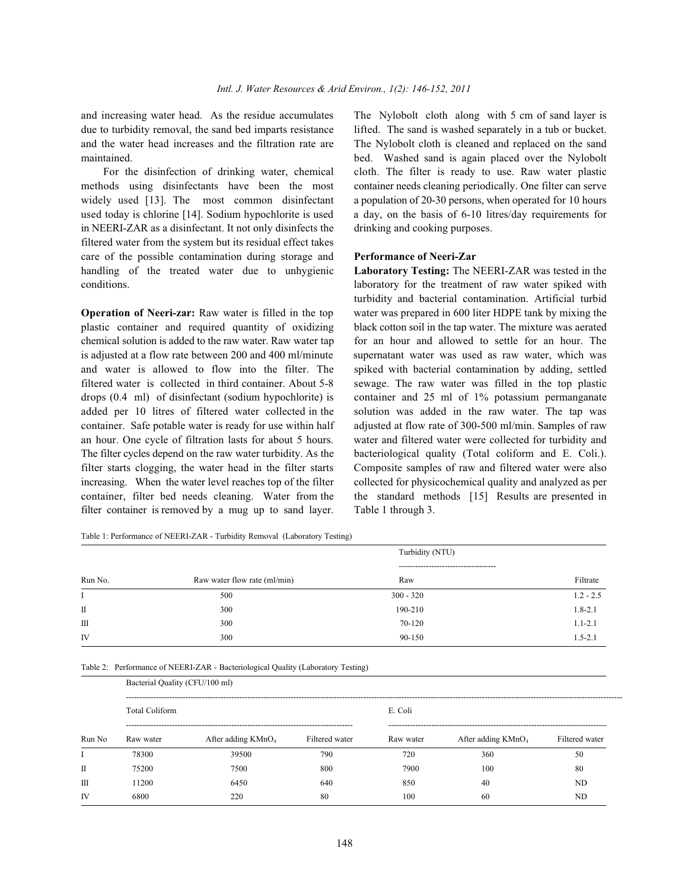and increasing water head. As the residue accumulates due to turbidity removal, the sand bed imparts resistance and the water head increases and the filtration rate are maintained.

For the disinfection of drinking water, chemical methods using disinfectants have been the most widely used [13]. The most common disinfectant used today is chlorine [14]. Sodium hypochlorite is used in NEERI-ZAR as a disinfectant. It not only disinfects the filtered water from the system but its residual effect takes care of the possible contamination during storage and handling of the treated water due to unhygienic conditions.

**Operation of Neeri-zar:** Raw water is filled in the top plastic container and required quantity of oxidizing chemical solution is added to the raw water. Raw water tap is adjusted at a flow rate between 200 and 400 ml/minute and water is allowed to flow into the filter. The filtered water is collected in third container. About 5-8 drops (0.4 ml) of disinfectant (sodium hypochlorite) is added per 10 litres of filtered water collected in the container. Safe potable water is ready for use within half an hour. One cycle of filtration lasts for about 5 hours. The filter cycles depend on the raw water turbidity. As the filter starts clogging, the water head in the filter starts increasing. When the water level reaches top of the filter container, filter bed needs cleaning. Water from the filter container is removed by a mug up to sand layer. The Nylobolt cloth along with 5 cm of sand layer is lifted. The sand is washed separately in a tub or bucket. The Nylobolt cloth is cleaned and replaced on the sand bed. Washed sand is again placed over the Nylobolt cloth. The filter is ready to use. Raw water plastic container needs cleaning periodically. One filter can serve a population of 20-30 persons, when operated for 10 hours a day, on the basis of 6-10 litres/day requirements for drinking and cooking purposes.

**Performance of Neeri-Zar**

**Laboratory Testing:** The NEERI-ZAR was tested in the laboratory for the treatment of raw water spiked with turbidity and bacterial contamination. Artificial turbid water was prepared in 600 liter HDPE tank by mixing the black cotton soil in the tap water. The mixture was aerated for an hour and allowed to settle for an hour. The supernatant water was used as raw water, which was spiked with bacterial contamination by adding, settled sewage. The raw water was filled in the top plastic container and 25 ml of 1% potassium permanganate solution was added in the raw water. The tap was adjusted at flow rate of 300-500 ml/min. Samples of raw water and filtered water were collected for turbidity and bacteriological quality (Total coliform and E. Coli.). Composite samples of raw and filtered water were also collected for physicochemical quality and analyzed as per the standard methods [15] Results are presented in Table 1 through 3.

Table 1: Performance of NEERI-ZAR - Turbidity Removal (Laboratory Testing)

| | | Turbidity (NTU) | |
|---|---|---|---|
| Run No. | Raw water flow rate (ml/min) | Raw | Filtrate |
| I | 500 | 300 - 320 | 1.2 - 2.5 |
| II | 300 | 190-210 | 1.8-2.1 |
| III | 300 | 70-120 | 1.1-2.1 |
| IV | 300 | 90-150 | 1.5-2.1 |

Table 2: Performance of NEERI-ZAR - Bacteriological Quality (Laboratory Testing)

| | Bacterial Quality (CFU/100 ml) | | | | | |
|---|---|---|---|---|---|---|
| | Total Coliform | | | E. Coli | | |
| Run No | Raw water | After adding $KMnO_4$ | Filtered water | Raw water | After adding $KMnO_4$ | Filtered water |
| I | 78300 | 39500 | 790 | 720 | 360 | 50 |
| II | 75200 | 7500 | 800 | 7900 | 100 | 80 |
| III | 11200 | 6450 | 640 | 850 | 40 | ND |
| IV | 6800 | 220 | 80 | 100 | 60 | ND |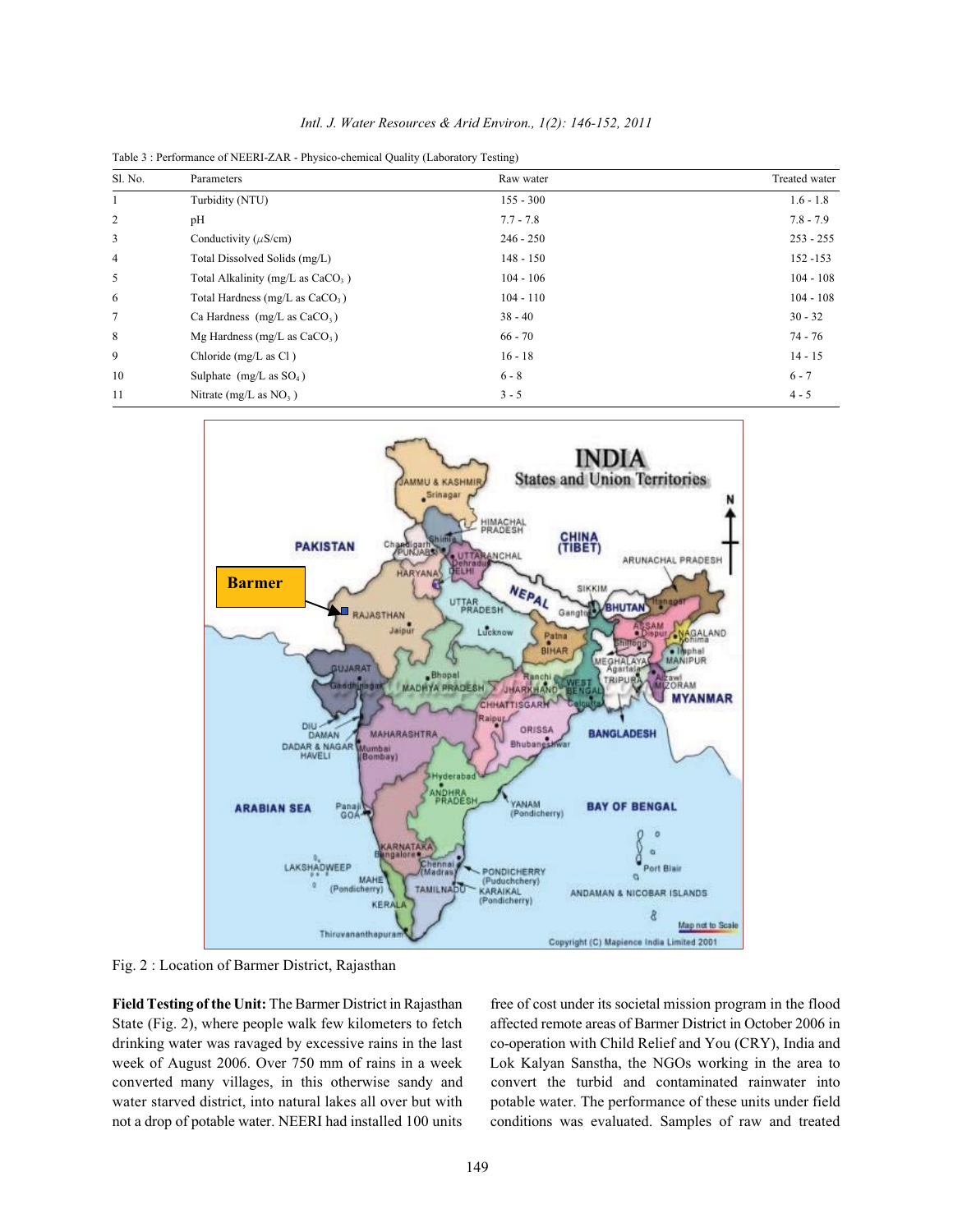Table 3 : Performance of NEERI-ZAR - Physico-chemical Quality (Laboratory Testing)

| Sl. No. | Parameters | Raw water | Treated water |
|---|---|---|---|
| 1 | Turbidity (NTU) | 155 - 300 | 1.6 - 1.8 |
| 2 | pH | 7.7 - 7.8 | 7.8 - 7.9 |
| 3 | Conductivity ($\mu$S/cm) | 246 - 250 | 253 - 255 |
| 4 | Total Dissolved Solids (mg/L) | 148 - 150 | 152 -153 |
| 5 | Total Alkalinity (mg/L as $CaCO_3$ ) | 104 - 106 | 104 - 108 |
| 6 | Total Hardness (mg/L as $CaCO_3$ ) | 104 - 110 | 104 - 108 |
| 7 | Ca Hardness (mg/L as $CaCO_3$ ) | 38 - 40 | 30 - 32 |
| 8 | Mg Hardness (mg/L as $CaCO_3$ ) | 66 - 70 | 74 - 76 |
| 9 | Chloride (mg/L as Cl ) | 16 - 18 | 14 - 15 |
| 10 | Sulphate (mg/L as $SO_4$ ) | 6 - 8 | 6 - 7 |
| 11 | Nitrate (mg/L as $NO_3$ ) | 3 - 5 | 4 - 5 |

Fig. 2 : Location of Barmer District, Rajasthan

**Field Testing of the Unit:** The Barmer District in Rajasthan State (Fig. 2), where people walk few kilometers to fetch drinking water was ravaged by excessive rains in the last week of August 2006. Over 750 mm of rains in a week converted many villages, in this otherwise sandy and water starved district, into natural lakes all over but with not a drop of potable water. NEERI had installed 100 units free of cost under its societal mission program in the flood affected remote areas of Barmer District in October 2006 in co-operation with Child Relief and You (CRY), India and Lok Kalyan Sanstha, the NGOs working in the area to convert the turbid and contaminated rainwater into potable water. The performance of these units under field conditions was evaluated. Samples of raw and treated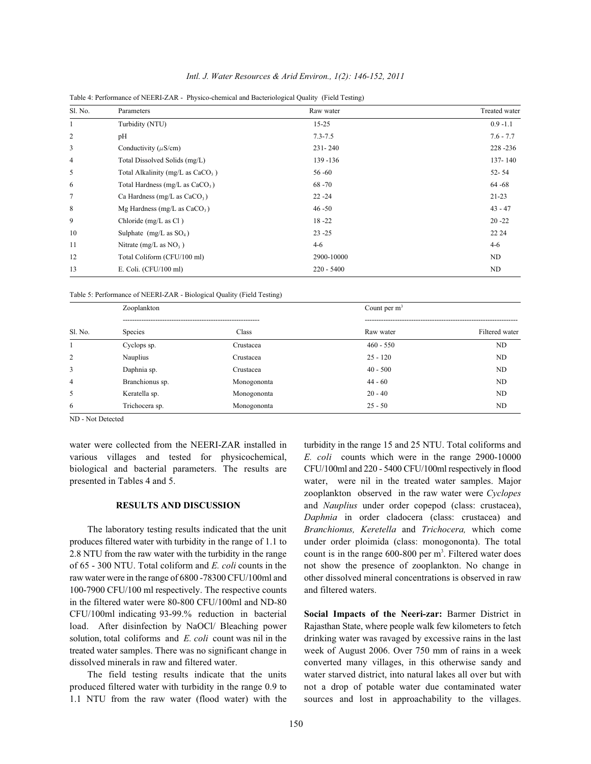Table 4: Performance of NEERI-ZAR - Physico-chemical and Bacteriological Quality (Field Testing)

| Sl. No. | Parameters | Raw water | Treated water |
|---|---|---|---|
| 1 | Turbidity (NTU) | 15-25 | 0.9 -1.1 |
| 2 | pH | 7.3-7.5 | 7.6 - 7.7 |
| 3 | Conductivity ($\mu$S/cm) | 231- 240 | 228 -236 |
| 4 | Total Dissolved Solids (mg/L) | 139 -136 | 137- 140 |
| 5 | Total Alkalinity (mg/L as $CaCO_3$ ) | 56 -60 | 52- 54 |
| 6 | Total Hardness (mg/L as $CaCO_3$ ) | 68 -70 | 64 -68 |
| 7 | Ca Hardness (mg/L as $CaCO_3$ ) | 22 -24 | 21-23 |
| 8 | Mg Hardness (mg/L as $CaCO_3$ ) | 46 -50 | 43 - 47 |
| 9 | Chloride (mg/L as Cl ) | 18 -22 | 20 -22 |
| 10 | Sulphate (mg/L as $SO_4$ ) | 23 -25 | 22 24 |
| 11 | Nitrate (mg/L as $NO_3$ ) | 4-6 | 4-6 |
| 12 | Total Coliform (CFU/100 ml) | 2900-10000 | ND |
| 13 | E. Coli. (CFU/100 ml) | 220 - 5400 | ND |

Table 5: Performance of NEERI-ZAR - Biological Quality (Field Testing)

| | Zooplankton | | Count per $m^3$ | |
|---|---|---|---|---|
| Sl. No. | Species | Class | Raw water | Filtered water |
| 1 | Cyclops sp. | Crustacea | 460 - 550 | ND |
| 2 | Nauplius | Crustacea | 25 - 120 | ND |
| 3 | Daphnia sp. | Crustacea | 40 - 500 | ND |
| 4 | Branchionus sp. | Monogononta | 44 - 60 | ND |
| 5 | Keratella sp. | Monogononta | 20 - 40 | ND |
| 6 | Trichocera sp. | Monogononta | 25 - 50 | ND |

ND - Not Detected

water were collected from the NEERI-ZAR installed in various villages and tested for physicochemical, biological and bacterial parameters. The results are presented in Tables 4 and 5.

## RESULTS AND DISCUSSION

The laboratory testing results indicated that the unit produces filtered water with turbidity in the range of 1.1 to 2.8 NTU from the raw water with the turbidity in the range of 65 - 300 NTU. Total coliform and *E. coli* counts in the raw water were in the range of 6800 -78300 CFU/100ml and 100-7900 CFU/100 ml respectively. The respective counts in the filtered water were 80-800 CFU/100ml and ND-80 CFU/100ml indicating 93-99.% reduction in bacterial load. After disinfection by NaOCl/ Bleaching power solution, total coliforms and *E. coli* count was nil in the treated water samples. There was no significant change in dissolved minerals in raw and filtered water.

The field testing results indicate that the units produced filtered water with turbidity in the range 0.9 to 1.1 NTU from the raw water (flood water) with the turbidity in the range 15 and 25 NTU. Total coliforms and *E. coli* counts which were in the range 2900-10000 CFU/100ml and 220 - 5400 CFU/100ml respectively in flood water, were nil in the treated water samples. Major zooplankton observed in the raw water were *Cyclopes* and *Nauplius* under order copepod (class: crustacea), *Daphnia* in order cladocera (class: crustacea) and *Branchionus, Keretella* and *Trichocera,* which come under order ploimida (class: monogononta). The total count is in the range 600-800 per $m^3$. Filtered water does not show the presence of zooplankton. No change in other dissolved mineral concentrations is observed in raw and filtered waters.

**Social Impacts of the Neeri-zar:** Barmer District in Rajasthan State, where people walk few kilometers to fetch drinking water was ravaged by excessive rains in the last week of August 2006. Over 750 mm of rains in a week converted many villages, in this otherwise sandy and water starved district, into natural lakes all over but with not a drop of potable water due contaminated water sources and lost in approachability to the villages.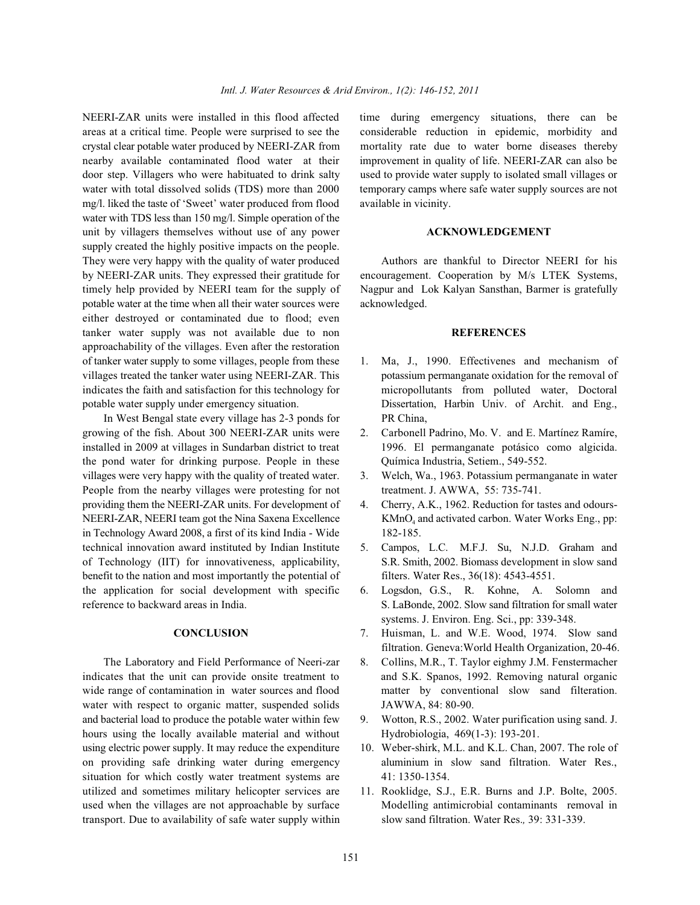NEERI-ZAR units were installed in this flood affected areas at a critical time. People were surprised to see the crystal clear potable water produced by NEERI-ZAR from nearby available contaminated flood water at their door step. Villagers who were habituated to drink salty water with total dissolved solids (TDS) more than 2000 mg/l. liked the taste of 'Sweet' water produced from flood water with TDS less than 150 mg/l. Simple operation of the unit by villagers themselves without use of any power supply created the highly positive impacts on the people. They were very happy with the quality of water produced by NEERI-ZAR units. They expressed their gratitude for timely help provided by NEERI team for the supply of potable water at the time when all their water sources were either destroyed or contaminated due to flood; even tanker water supply was not available due to non approachability of the villages. Even after the restoration of tanker water supply to some villages, people from these villages treated the tanker water using NEERI-ZAR. This indicates the faith and satisfaction for this technology for potable water supply under emergency situation.

In West Bengal state every village has 2-3 ponds for growing of the fish. About 300 NEERI-ZAR units were installed in 2009 at villages in Sundarban district to treat the pond water for drinking purpose. People in these villages were very happy with the quality of treated water. People from the nearby villages were protesting for not providing them the NEERI-ZAR units. For development of NEERI-ZAR, NEERI team got the Nina Saxena Excellence in Technology Award 2008, a first of its kind India - Wide technical innovation award instituted by Indian Institute of Technology (IIT) for innovativeness, applicability, benefit to the nation and most importantly the potential of the application for social development with specific reference to backward areas in India.

## CONCLUSION

The Laboratory and Field Performance of Neeri-zar indicates that the unit can provide onsite treatment to wide range of contamination in water sources and flood water with respect to organic matter, suspended solids and bacterial load to produce the potable water within few hours using the locally available material and without using electric power supply. It may reduce the expenditure on providing safe drinking water during emergency situation for which costly water treatment systems are utilized and sometimes military helicopter services are used when the villages are not approachable by surface transport. Due to availability of safe water supply within time during emergency situations, there can be considerable reduction in epidemic, morbidity and mortality rate due to water borne diseases thereby improvement in quality of life. NEERI-ZAR can also be used to provide water supply to isolated small villages or temporary camps where safe water supply sources are not available in vicinity.

## ACKNOWLEDGEMENT

Authors are thankful to Director NEERI for his encouragement. Cooperation by M/s LTEK Systems, Nagpur and Lok Kalyan Sansthan, Barmer is gratefully acknowledged.

## REFERENCES

1. Ma, J., 1990. Effectivenes and mechanism of potassium permanganate oxidation for the removal of micropollutants from polluted water, Doctoral Dissertation, Harbin Univ. of Archit. and Eng., PR China,
2. Carbonell Padrino, Mo. V. and E. Martínez Ramíre, 1996. El permanganate potásico como algicida. Química Industria, Setiem., 549-552.
3. Welch, Wa., 1963. Potassium permanganate in water treatment. J. AWWA, 55: 735-741.
4. Cherry, A.K., 1962. Reduction for tastes and odours- $KMnO_4$ and activated carbon. Water Works Eng., pp: 182-185.
5. Campos, L.C. M.F.J. Su, N.J.D. Graham and S.R. Smith, 2002. Biomass development in slow sand filters. Water Res., 36(18): 4543-4551.
6. Logsdon, G.S., R. Kohne, A. Solomn and S. LaBonde, 2002. Slow sand filtration for small water systems. J. Environ. Eng. Sci., pp: 339-348.
7. Huisman, L. and W.E. Wood, 1974. Slow sand filtration. Geneva:World Health Organization, 20-46.
8. Collins, M.R., T. Taylor eighmy J.M. Fenstermacher and S.K. Spanos, 1992. Removing natural organic matter by conventional slow sand filteration. JAWWA, 84: 80-90.
9. Wotton, R.S., 2002. Water purification using sand. J. Hydrobiologia, 469(1-3): 193-201.
10. Weber-shirk, M.L. and K.L. Chan, 2007. The role of aluminium in slow sand filtration. Water Res., 41: 1350-1354.
11. Rooklidge, S.J., E.R. Burns and J.P. Bolte, 2005. Modelling antimicrobial contaminants removal in slow sand filtration. Water Res., 39: 331-339.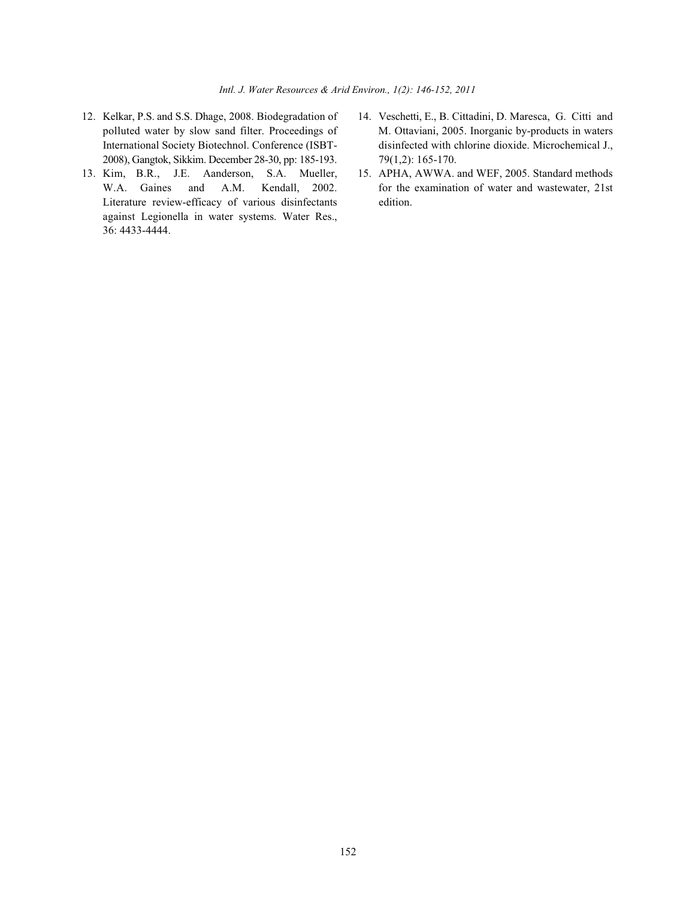12. Kelkar, P.S. and S.S. Dhage, 2008. Biodegradation of polluted water by slow sand filter. Proceedings of International Society Biotechnol. Conference (ISBT-2008), Gangtok, Sikkim. December 28-30, pp: 185-193.
13. Kim, B.R., J.E. Aanderson, S.A. Mueller, W.A. Gaines and A.M. Kendall, 2002. Literature review-efficacy of various disinfectants against Legionella in water systems. Water Res., 36: 4433-4444.
14. Veschetti, E., B. Cittadini, D. Maresca, G. Citti and M. Ottaviani, 2005. Inorganic by-products in waters disinfected with chlorine dioxide. Microchemical J., 79(1,2): 165-170.
15. APHA, AWWA. and WEF, 2005. Standard methods for the examination of water and wastewater, 21st edition.